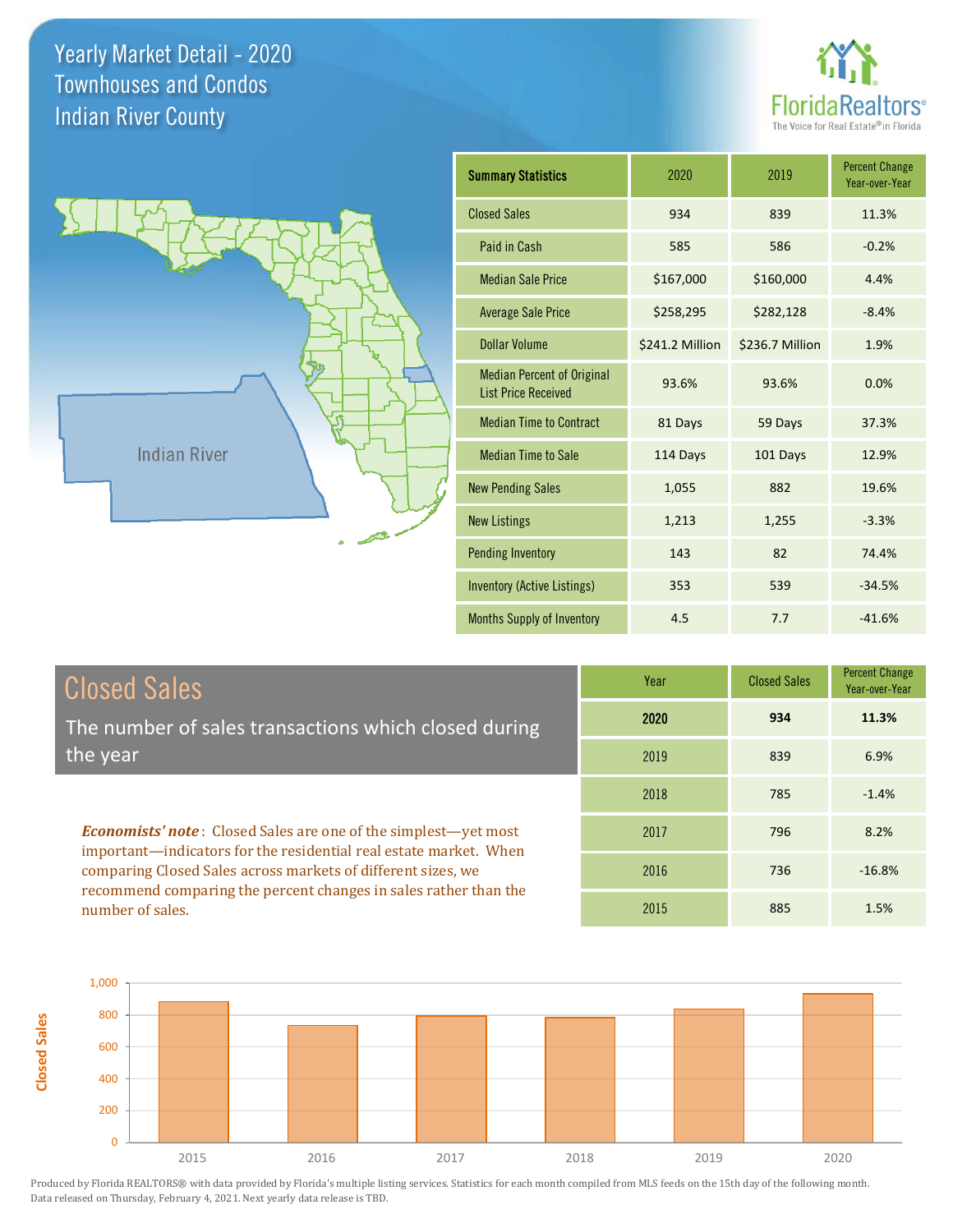# Yearly Market Detail - 2020
## Townhouses and Condos
## Indian River County

FloridaRealtors® The Voice for Real Estate® in Florida

Indian River

| Summary Statistics | 2020 | 2019 | Percent Change Year-over-Year |
|---|---|---|---|
| Closed Sales | 934 | 839 | 11.3% |
| Paid in Cash | 585 | 586 | -0.2% |
| Median Sale Price | $167,000 | $160,000 | 4.4% |
| Average Sale Price | $258,295 | $282,128 | -8.4% |
| Dollar Volume | $241.2 Million | $236.7 Million | 1.9% |
| Median Percent of Original List Price Received | 93.6% | 93.6% | 0.0% |
| Median Time to Contract | 81 Days | 59 Days | 37.3% |
| Median Time to Sale | 114 Days | 101 Days | 12.9% |
| New Pending Sales | 1,055 | 882 | 19.6% |
| New Listings | 1,213 | 1,255 | -3.3% |
| Pending Inventory | 143 | 82 | 74.4% |
| Inventory (Active Listings) | 353 | 539 | -34.5% |
| Months Supply of Inventory | 4.5 | 7.7 | -41.6% |

## Closed Sales

The number of sales transactions which closed during the year

***Economists' note***: Closed Sales are one of the simplest—yet most important—indicators for the residential real estate market. When comparing Closed Sales across markets of different sizes, we recommend comparing the percent changes in sales rather than the number of sales.

| Year | Closed Sales | Percent Change Year-over-Year |
|---|---|---|
| **2020** | **934** | **11.3%** |
| 2019 | 839 | 6.9% |
| 2018 | 785 | -1.4% |
| 2017 | 796 | 8.2% |
| 2016 | 736 | -16.8% |
| 2015 | 885 | 1.5% |

Produced by Florida REALTORS® with data provided by Florida's multiple listing services. Statistics for each month compiled from MLS feeds on the 15th day of the following month. Data released on Thursday, February 4, 2021. Next yearly data release is TBD.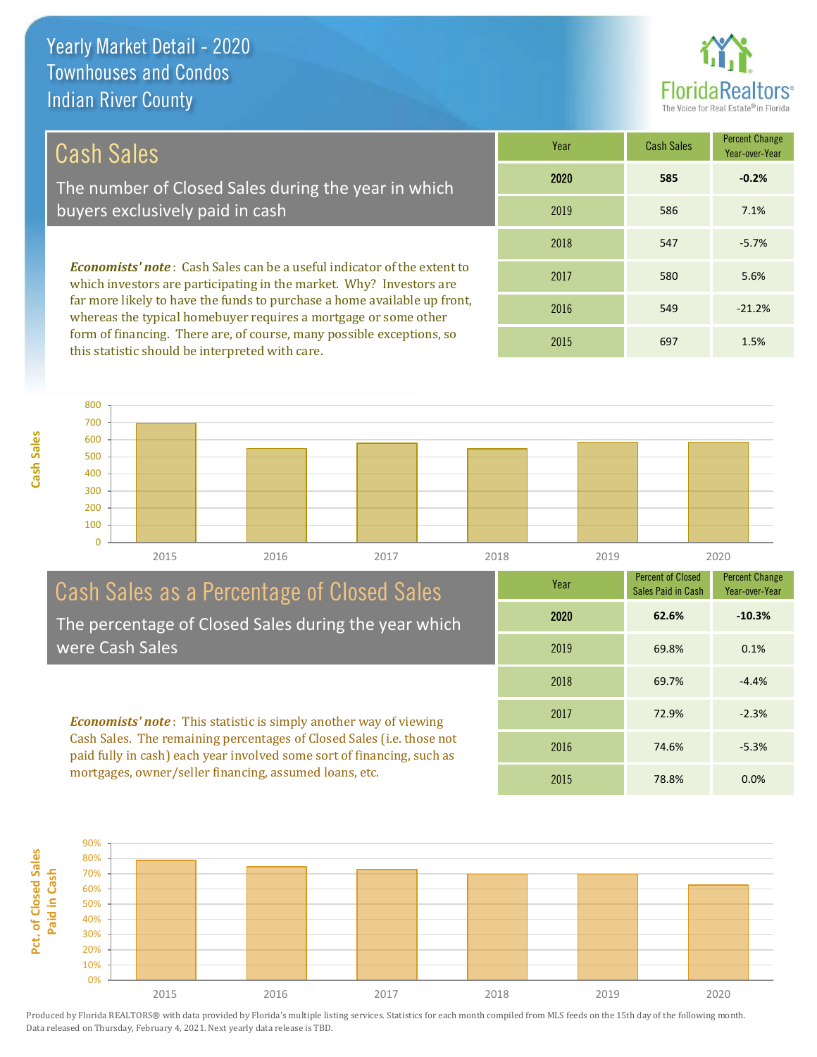# Yearly Market Detail - 2020
## Townhouses and Condos
## Indian River County

## Cash Sales

The number of Closed Sales during the year in which buyers exclusively paid in cash

***Economists' note***: Cash Sales can be a useful indicator of the extent to which investors are participating in the market. Why? Investors are far more likely to have the funds to purchase a home available up front, whereas the typical homebuyer requires a mortgage or some other form of financing. There are, of course, many possible exceptions, so this statistic should be interpreted with care.

| Year | Cash Sales | Percent Change Year-over-Year |
|---|---|---|
| **2020** | **585** | **-0.2%** |
| 2019 | 586 | 7.1% |
| 2018 | 547 | -5.7% |
| 2017 | 580 | 5.6% |
| 2016 | 549 | -21.2% |
| 2015 | 697 | 1.5% |

## Cash Sales as a Percentage of Closed Sales

The percentage of Closed Sales during the year which were Cash Sales

***Economists' note***: This statistic is simply another way of viewing Cash Sales. The remaining percentages of Closed Sales (i.e. those not paid fully in cash) each year involved some sort of financing, such as mortgages, owner/seller financing, assumed loans, etc.

| Year | Percent of Closed Sales Paid in Cash | Percent Change Year-over-Year |
|---|---|---|
| **2020** | **62.6%** | **-10.3%** |
| 2019 | 69.8% | 0.1% |
| 2018 | 69.7% | -4.4% |
| 2017 | 72.9% | -2.3% |
| 2016 | 74.6% | -5.3% |
| 2015 | 78.8% | 0.0% |

Produced by Florida REALTORS® with data provided by Florida's multiple listing services. Statistics for each month compiled from MLS feeds on the 15th day of the following month. Data released on Thursday, February 4, 2021. Next yearly data release is TBD.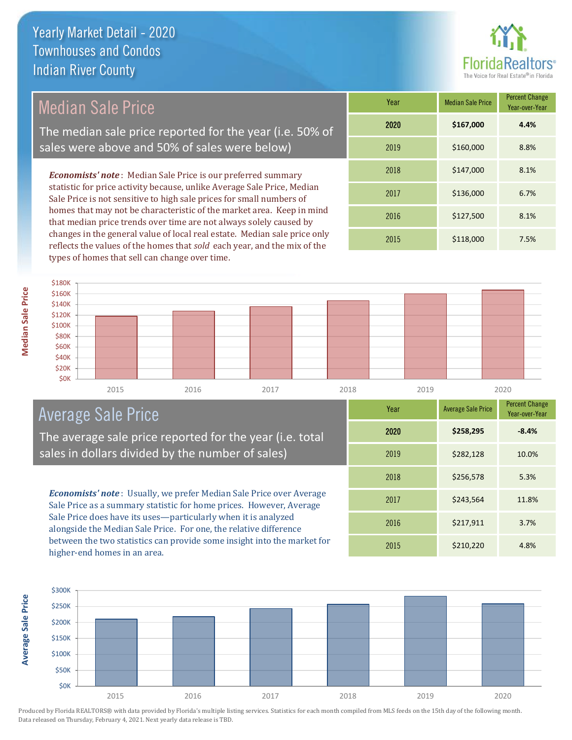# Yearly Market Detail - 2020
## Townhouses and Condos
## Indian River County

## Median Sale Price

The median sale price reported for the year (i.e. 50% of sales were above and 50% of sales were below)

***Economists' note***: Median Sale Price is our preferred summary statistic for price activity because, unlike Average Sale Price, Median Sale Price is not sensitive to high sale prices for small numbers of homes that may not be characteristic of the market area. Keep in mind that median price trends over time are not always solely caused by changes in the general value of local real estate. Median sale price only reflects the values of the homes that *sold* each year, and the mix of the types of homes that sell can change over time.

| Year | Median Sale Price | Percent Change Year-over-Year |
|---|---|---|
| **2020** | **$167,000** | **4.4%** |
| 2019 | $160,000 | 8.8% |
| 2018 | $147,000 | 8.1% |
| 2017 | $136,000 | 6.7% |
| 2016 | $127,500 | 8.1% |
| 2015 | $118,000 | 7.5% |

## Average Sale Price

The average sale price reported for the year (i.e. total sales in dollars divided by the number of sales)

***Economists' note***: Usually, we prefer Median Sale Price over Average Sale Price as a summary statistic for home prices. However, Average Sale Price does have its uses—particularly when it is analyzed alongside the Median Sale Price. For one, the relative difference between the two statistics can provide some insight into the market for higher-end homes in an area.

| Year | Average Sale Price | Percent Change Year-over-Year |
|---|---|---|
| **2020** | **$258,295** | **-8.4%** |
| 2019 | $282,128 | 10.0% |
| 2018 | $256,578 | 5.3% |
| 2017 | $243,564 | 11.8% |
| 2016 | $217,911 | 3.7% |
| 2015 | $210,220 | 4.8% |

Produced by Florida REALTORS® with data provided by Florida's multiple listing services. Statistics for each month compiled from MLS feeds on the 15th day of the following month. Data released on Thursday, February 4, 2021. Next yearly data release is TBD.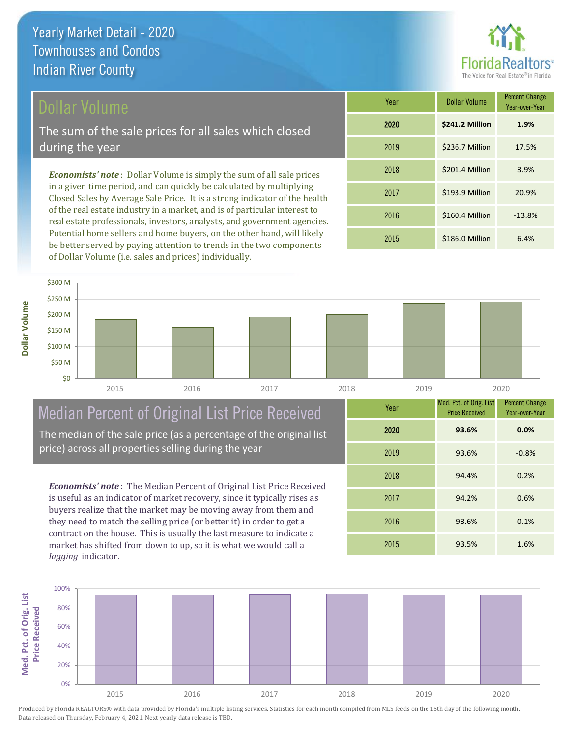# Yearly Market Detail - 2020
## Townhouses and Condos
## Indian River County

## Dollar Volume

The sum of the sale prices for all sales which closed during the year

*Economists' note*: Dollar Volume is simply the sum of all sale prices in a given time period, and can quickly be calculated by multiplying Closed Sales by Average Sale Price. It is a strong indicator of the health of the real estate industry in a market, and is of particular interest to real estate professionals, investors, analysts, and government agencies. Potential home sellers and home buyers, on the other hand, will likely be better served by paying attention to trends in the two components of Dollar Volume (i.e. sales and prices) individually.

| Year | Dollar Volume | Percent Change Year-over-Year |
|---|---|---|
| **2020** | **$241.2 Million** | **1.9%** |
| 2019 | $236.7 Million | 17.5% |
| 2018 | $201.4 Million | 3.9% |
| 2017 | $193.9 Million | 20.9% |
| 2016 | $160.4 Million | -13.8% |
| 2015 | $186.0 Million | 6.4% |

## Median Percent of Original List Price Received

The median of the sale price (as a percentage of the original list price) across all properties selling during the year

*Economists' note*: The Median Percent of Original List Price Received is useful as an indicator of market recovery, since it typically rises as buyers realize that the market may be moving away from them and they need to match the selling price (or better it) in order to get a contract on the house. This is usually the last measure to indicate a market has shifted from down to up, so it is what we would call a *lagging* indicator.

| Year | Med. Pct. of Orig. List Price Received | Percent Change Year-over-Year |
|---|---|---|
| **2020** | **93.6%** | **0.0%** |
| 2019 | 93.6% | -0.8% |
| 2018 | 94.4% | 0.2% |
| 2017 | 94.2% | 0.6% |
| 2016 | 93.6% | 0.1% |
| 2015 | 93.5% | 1.6% |

Produced by Florida REALTORS® with data provided by Florida's multiple listing services. Statistics for each month compiled from MLS feeds on the 15th day of the following month. Data released on Thursday, February 4, 2021. Next yearly data release is TBD.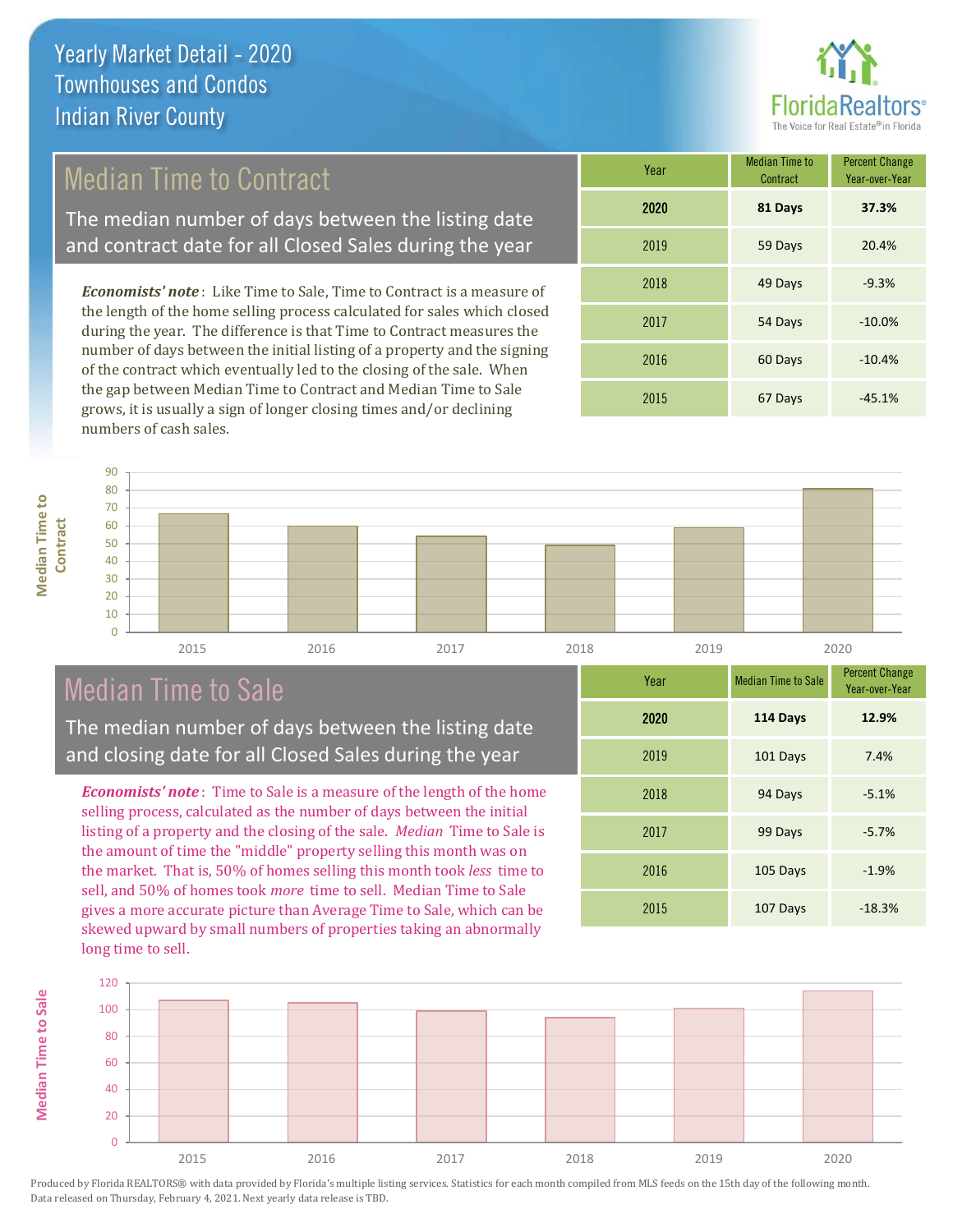# Yearly Market Detail - 2020
## Townhouses and Condos
## Indian River County

## Median Time to Contract

The median number of days between the listing date and contract date for all Closed Sales during the year

*Economists' note*: Like Time to Sale, Time to Contract is a measure of the length of the home selling process calculated for sales which closed during the year. The difference is that Time to Contract measures the number of days between the initial listing of a property and the signing of the contract which eventually led to the closing of the sale. When the gap between Median Time to Contract and Median Time to Sale grows, it is usually a sign of longer closing times and/or declining numbers of cash sales.

| Year | Median Time to Contract | Percent Change Year-over-Year |
|---|---|---|
| **2020** | **81 Days** | **37.3%** |
| 2019 | 59 Days | 20.4% |
| 2018 | 49 Days | -9.3% |
| 2017 | 54 Days | -10.0% |
| 2016 | 60 Days | -10.4% |
| 2015 | 67 Days | -45.1% |

## Median Time to Sale

The median number of days between the listing date and closing date for all Closed Sales during the year

*Economists' note*: Time to Sale is a measure of the length of the home selling process, calculated as the number of days between the initial listing of a property and the closing of the sale. *Median* Time to Sale is the amount of time the "middle" property selling this month was on the market. That is, 50% of homes selling this month took *less* time to sell, and 50% of homes took *more* time to sell. Median Time to Sale gives a more accurate picture than Average Time to Sale, which can be skewed upward by small numbers of properties taking an abnormally long time to sell.

| Year | Median Time to Sale | Percent Change Year-over-Year |
|---|---|---|
| **2020** | **114 Days** | **12.9%** |
| 2019 | 101 Days | 7.4% |
| 2018 | 94 Days | -5.1% |
| 2017 | 99 Days | -5.7% |
| 2016 | 105 Days | -1.9% |
| 2015 | 107 Days | -18.3% |

Produced by Florida REALTORS® with data provided by Florida's multiple listing services. Statistics for each month compiled from MLS feeds on the 15th day of the following month. Data released on Thursday, February 4, 2021. Next yearly data release is TBD.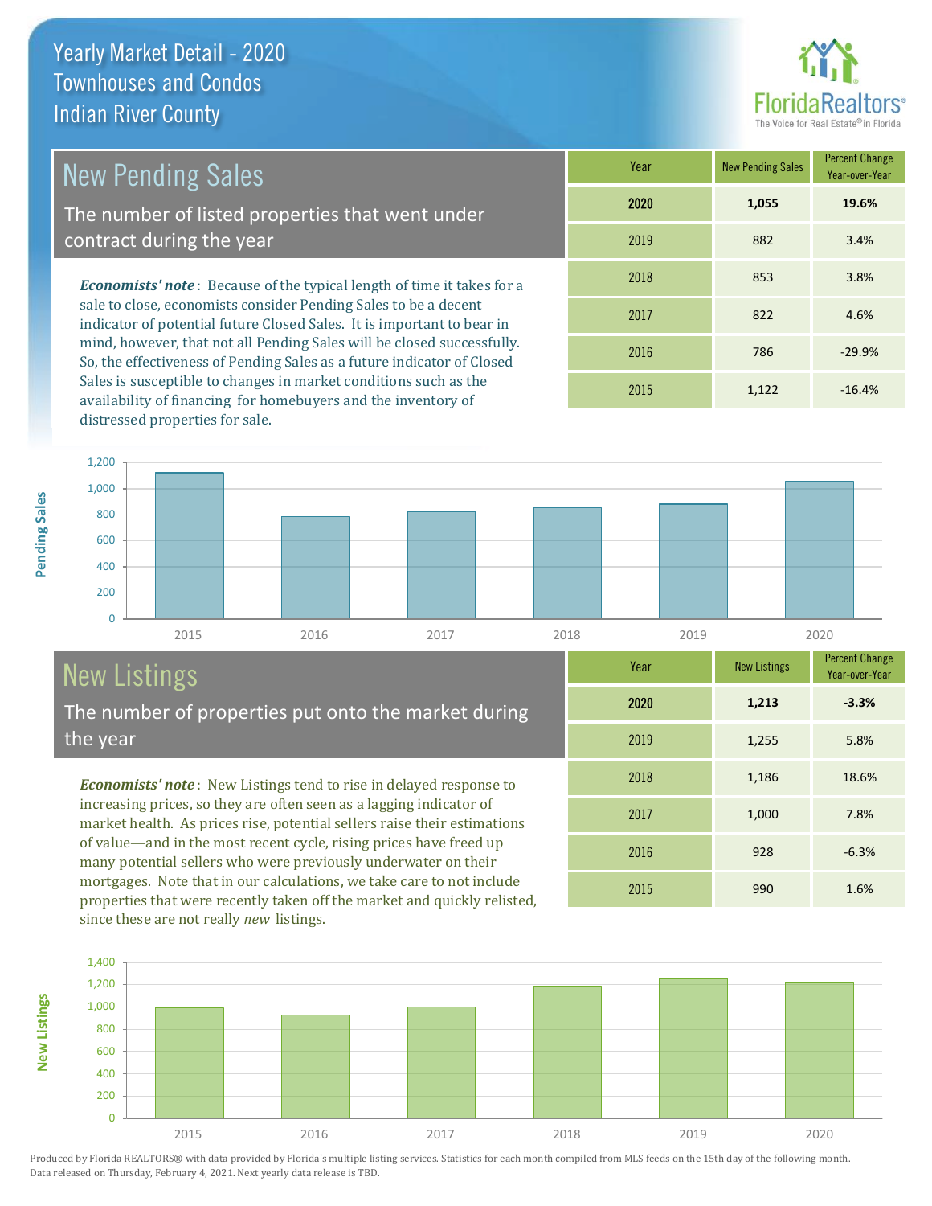# Yearly Market Detail - 2020
## Townhouses and Condos
## Indian River County

## New Pending Sales

The number of listed properties that went under contract during the year

***Economists' note***: Because of the typical length of time it takes for a sale to close, economists consider Pending Sales to be a decent indicator of potential future Closed Sales. It is important to bear in mind, however, that not all Pending Sales will be closed successfully. So, the effectiveness of Pending Sales as a future indicator of Closed Sales is susceptible to changes in market conditions such as the availability of financing for homebuyers and the inventory of distressed properties for sale.

| Year | New Pending Sales | Percent Change Year-over-Year |
|---|---|---|
| **2020** | **1,055** | **19.6%** |
| 2019 | 882 | 3.4% |
| 2018 | 853 | 3.8% |
| 2017 | 822 | 4.6% |
| 2016 | 786 | -29.9% |
| 2015 | 1,122 | -16.4% |

## New Listings

The number of properties put onto the market during the year

***Economists' note***: New Listings tend to rise in delayed response to increasing prices, so they are often seen as a lagging indicator of market health. As prices rise, potential sellers raise their estimations of value—and in the most recent cycle, rising prices have freed up many potential sellers who were previously underwater on their mortgages. Note that in our calculations, we take care to not include properties that were recently taken off the market and quickly relisted, since these are not really *new* listings.

| Year | New Listings | Percent Change Year-over-Year |
|---|---|---|
| **2020** | **1,213** | **-3.3%** |
| 2019 | 1,255 | 5.8% |
| 2018 | 1,186 | 18.6% |
| 2017 | 1,000 | 7.8% |
| 2016 | 928 | -6.3% |
| 2015 | 990 | 1.6% |

Produced by Florida REALTORS® with data provided by Florida's multiple listing services. Statistics for each month compiled from MLS feeds on the 15th day of the following month. Data released on Thursday, February 4, 2021. Next yearly data release is TBD.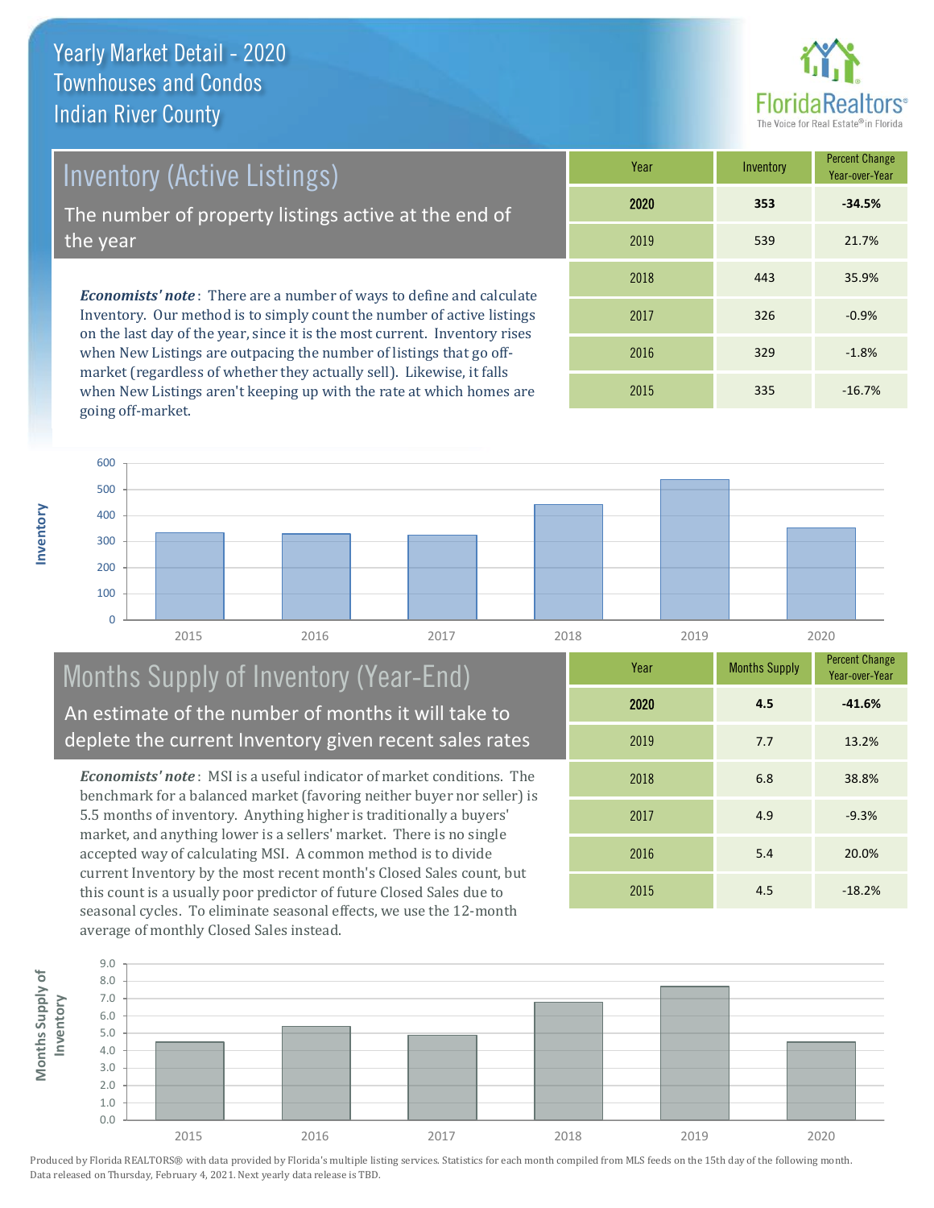# Yearly Market Detail - 2020
## Townhouses and Condos
## Indian River County

FloridaRealtors® The Voice for Real Estate® in Florida

## Inventory (Active Listings)

The number of property listings active at the end of the year

***Economists' note***: There are a number of ways to define and calculate Inventory. Our method is to simply count the number of active listings on the last day of the year, since it is the most current. Inventory rises when New Listings are outpacing the number of listings that go off-market (regardless of whether they actually sell). Likewise, it falls when New Listings aren't keeping up with the rate at which homes are going off-market.

| Year | Inventory | Percent Change Year-over-Year |
|---|---|---|
| **2020** | **353** | **-34.5%** |
| 2019 | 539 | 21.7% |
| 2018 | 443 | 35.9% |
| 2017 | 326 | -0.9% |
| 2016 | 329 | -1.8% |
| 2015 | 335 | -16.7% |

## Months Supply of Inventory (Year-End)

An estimate of the number of months it will take to deplete the current Inventory given recent sales rates

***Economists' note***: MSI is a useful indicator of market conditions. The benchmark for a balanced market (favoring neither buyer nor seller) is 5.5 months of inventory. Anything higher is traditionally a buyers' market, and anything lower is a sellers' market. There is no single accepted way of calculating MSI. A common method is to divide current Inventory by the most recent month's Closed Sales count, but this count is a usually poor predictor of future Closed Sales due to seasonal cycles. To eliminate seasonal effects, we use the 12-month average of monthly Closed Sales instead.

| Year | Months Supply | Percent Change Year-over-Year |
|---|---|---|
| **2020** | **4.5** | **-41.6%** |
| 2019 | 7.7 | 13.2% |
| 2018 | 6.8 | 38.8% |
| 2017 | 4.9 | -9.3% |
| 2016 | 5.4 | 20.0% |
| 2015 | 4.5 | -18.2% |

Produced by Florida REALTORS® with data provided by Florida's multiple listing services. Statistics for each month compiled from MLS feeds on the 15th day of the following month. Data released on Thursday, February 4, 2021. Next yearly data release is TBD.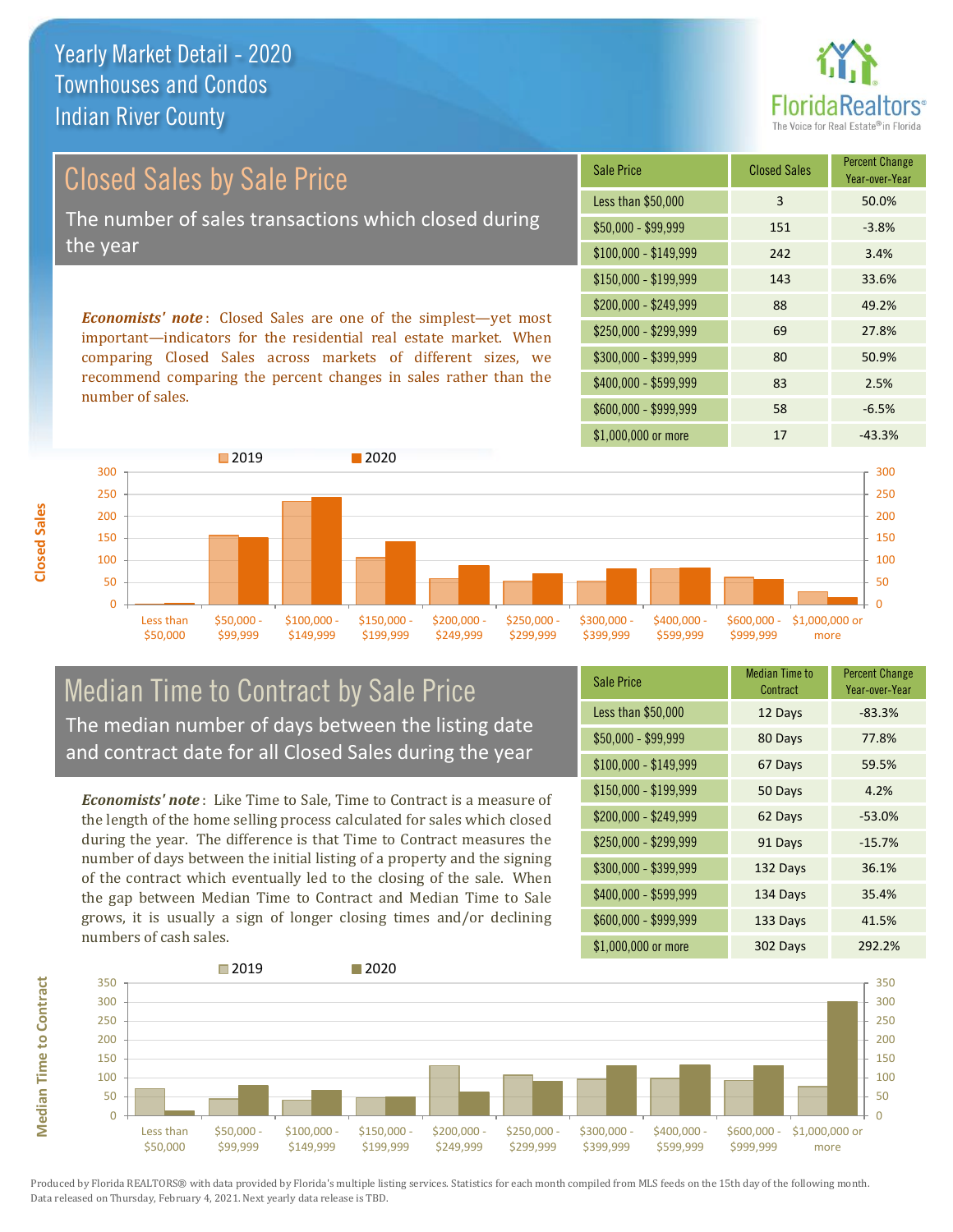# Yearly Market Detail - 2020
## Townhouses and Condos
## Indian River County

## Closed Sales by Sale Price

The number of sales transactions which closed during the year

***Economists' note***: Closed Sales are one of the simplest—yet most important—indicators for the residential real estate market. When comparing Closed Sales across markets of different sizes, we recommend comparing the percent changes in sales rather than the number of sales.

| Sale Price | Closed Sales | Percent Change Year-over-Year |
|---|---|---|
| Less than $50,000 | 3 | 50.0% |
| $50,000 - $99,999 | 151 | -3.8% |
| $100,000 - $149,999 | 242 | 3.4% |
| $150,000 - $199,999 | 143 | 33.6% |
| $200,000 - $249,999 | 88 | 49.2% |
| $250,000 - $299,999 | 69 | 27.8% |
| $300,000 - $399,999 | 80 | 50.9% |
| $400,000 - $599,999 | 83 | 2.5% |
| $600,000 - $999,999 | 58 | -6.5% |
| $1,000,000 or more | 17 | -43.3% |

## Median Time to Contract by Sale Price

The median number of days between the listing date and contract date for all Closed Sales during the year

***Economists' note***: Like Time to Sale, Time to Contract is a measure of the length of the home selling process calculated for sales which closed during the year. The difference is that Time to Contract measures the number of days between the initial listing of a property and the signing of the contract which eventually led to the closing of the sale. When the gap between Median Time to Contract and Median Time to Sale grows, it is usually a sign of longer closing times and/or declining numbers of cash sales.

| Sale Price | Median Time to Contract | Percent Change Year-over-Year |
|---|---|---|
| Less than $50,000 | 12 Days | -83.3% |
| $50,000 - $99,999 | 80 Days | 77.8% |
| $100,000 - $149,999 | 67 Days | 59.5% |
| $150,000 - $199,999 | 50 Days | 4.2% |
| $200,000 - $249,999 | 62 Days | -53.0% |
| $250,000 - $299,999 | 91 Days | -15.7% |
| $300,000 - $399,999 | 132 Days | 36.1% |
| $400,000 - $599,999 | 134 Days | 35.4% |
| $600,000 - $999,999 | 133 Days | 41.5% |
| $1,000,000 or more | 302 Days | 292.2% |

Produced by Florida REALTORS® with data provided by Florida's multiple listing services. Statistics for each month compiled from MLS feeds on the 15th day of the following month. Data released on Thursday, February 4, 2021. Next yearly data release is TBD.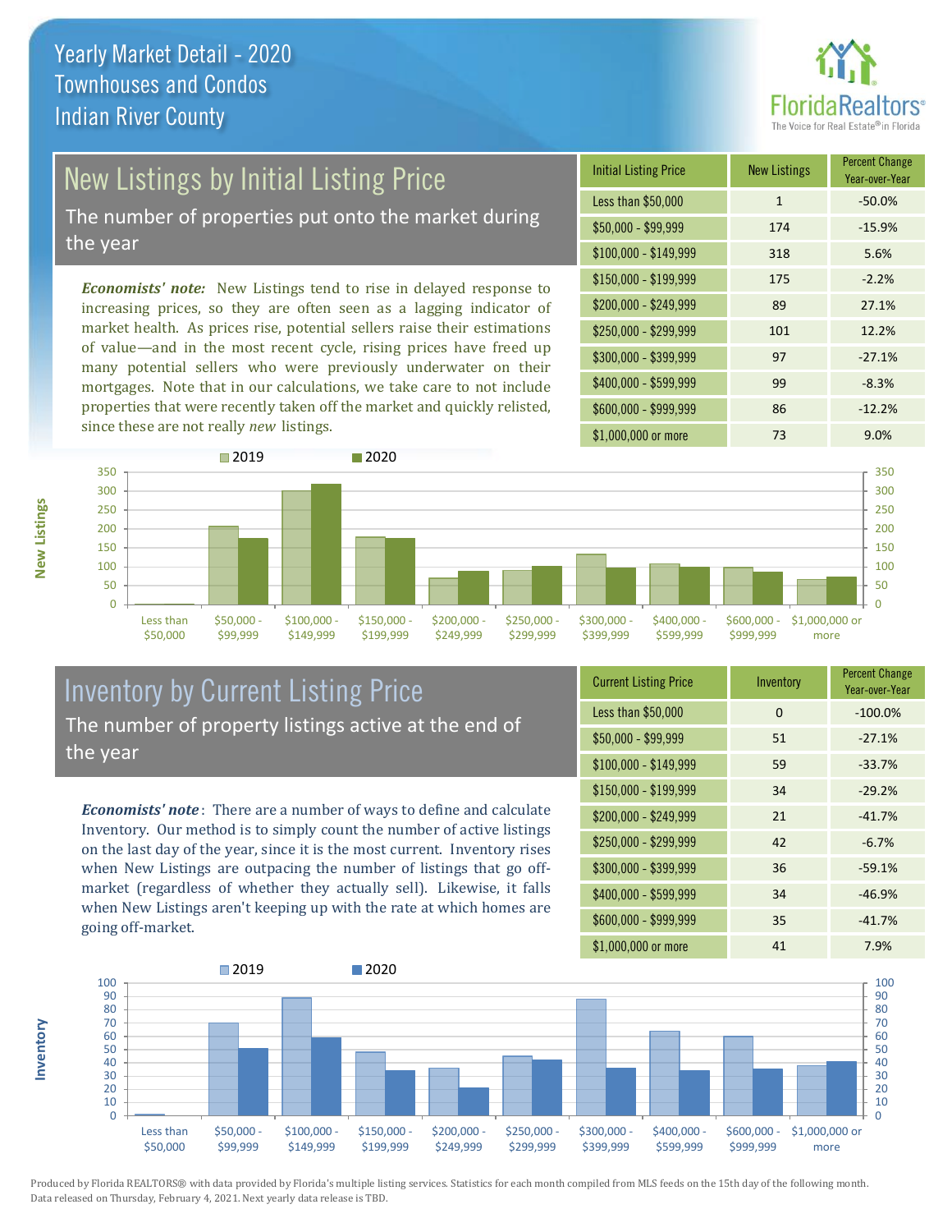# Yearly Market Detail - 2020
## Townhouses and Condos
## Indian River County

## New Listings by Initial Listing Price

The number of properties put onto the market during the year

*Economists' note:* New Listings tend to rise in delayed response to increasing prices, so they are often seen as a lagging indicator of market health. As prices rise, potential sellers raise their estimations of value—and in the most recent cycle, rising prices have freed up many potential sellers who were previously underwater on their mortgages. Note that in our calculations, we take care to not include properties that were recently taken off the market and quickly relisted, since these are not really *new* listings.

| Initial Listing Price | New Listings | Percent Change Year-over-Year |
|---|---|---|
| Less than $50,000 | 1 | -50.0% |
| $50,000 - $99,999 | 174 | -15.9% |
| $100,000 - $149,999 | 318 | 5.6% |
| $150,000 - $199,999 | 175 | -2.2% |
| $200,000 - $249,999 | 89 | 27.1% |
| $250,000 - $299,999 | 101 | 12.2% |
| $300,000 - $399,999 | 97 | -27.1% |
| $400,000 - $599,999 | 99 | -8.3% |
| $600,000 - $999,999 | 86 | -12.2% |
| $1,000,000 or more | 73 | 9.0% |

## Inventory by Current Listing Price

The number of property listings active at the end of the year

*Economists' note:* There are a number of ways to define and calculate Inventory. Our method is to simply count the number of active listings on the last day of the year, since it is the most current. Inventory rises when New Listings are outpacing the number of listings that go off-market (regardless of whether they actually sell). Likewise, it falls when New Listings aren't keeping up with the rate at which homes are going off-market.

| Current Listing Price | Inventory | Percent Change Year-over-Year |
|---|---|---|
| Less than $50,000 | 0 | -100.0% |
| $50,000 - $99,999 | 51 | -27.1% |
| $100,000 - $149,999 | 59 | -33.7% |
| $150,000 - $199,999 | 34 | -29.2% |
| $200,000 - $249,999 | 21 | -41.7% |
| $250,000 - $299,999 | 42 | -6.7% |
| $300,000 - $399,999 | 36 | -59.1% |
| $400,000 - $599,999 | 34 | -46.9% |
| $600,000 - $999,999 | 35 | -41.7% |
| $1,000,000 or more | 41 | 7.9% |

Produced by Florida REALTORS® with data provided by Florida's multiple listing services. Statistics for each month compiled from MLS feeds on the 15th day of the following month. Data released on Thursday, February 4, 2021. Next yearly data release is TBD.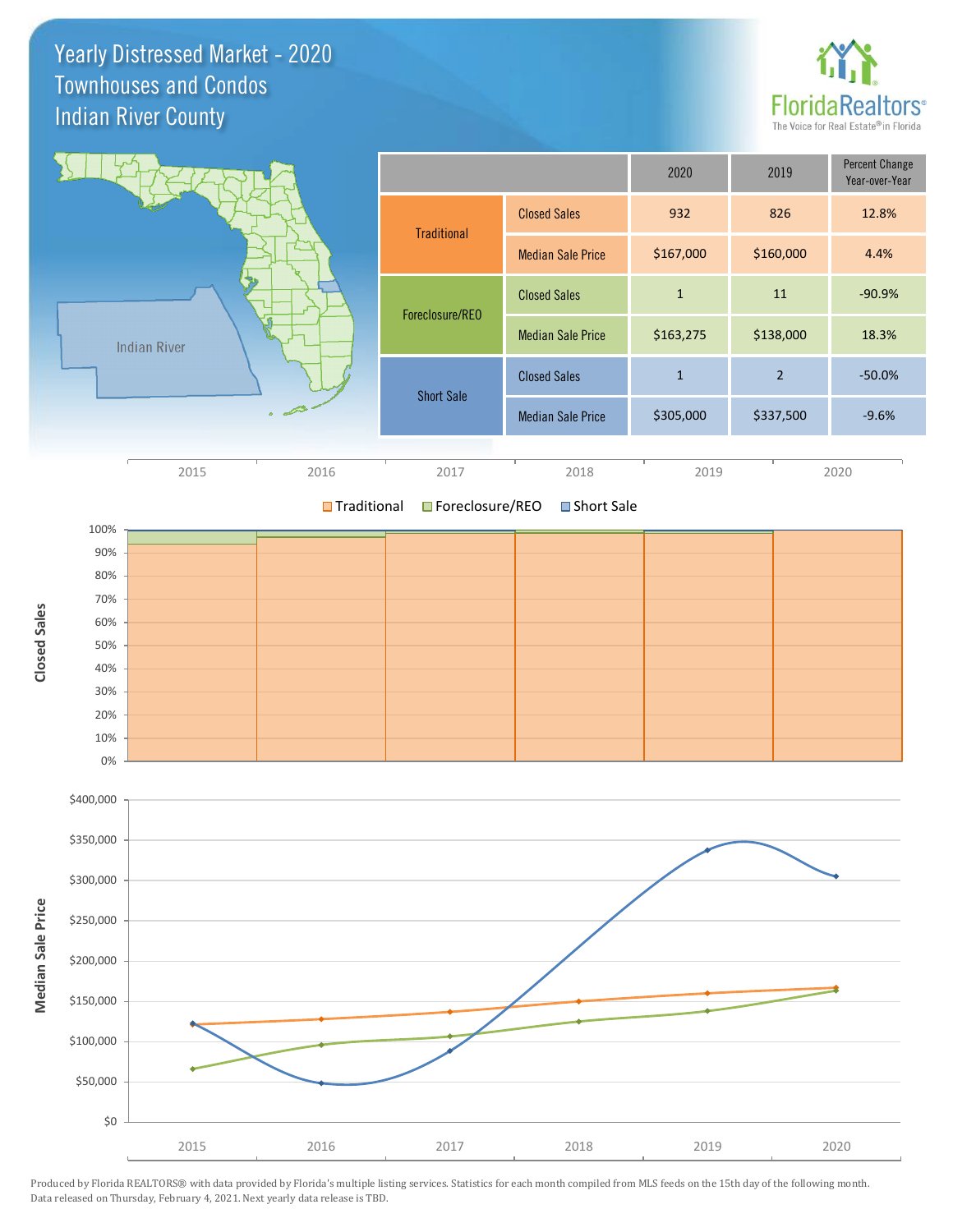# Yearly Distressed Market - 2020
## Townhouses and Condos
## Indian River County

FloridaRealtors®
The Voice for Real Estate® in Florida

Indian River

| | | 2020 | 2019 | Percent Change Year-over-Year |
|---|---|---|---|---|
| Traditional | Closed Sales | 932 | 826 | 12.8% |
| | Median Sale Price | $167,000 | $160,000 | 4.4% |
| Foreclosure/REO | Closed Sales | 1 | 11 | -90.9% |
| | Median Sale Price | $163,275 | $138,000 | 18.3% |
| Short Sale | Closed Sales | 1 | 2 | -50.0% |
| | Median Sale Price | $305,000 | $337,500 | -9.6% |

2015 2016 2017 2018 2019 2020

Traditional  Foreclosure/REO  Short Sale

Closed Sales

100% 90% 80% 70% 60% 50% 40% 30% 20% 10% 0%

Median Sale Price

$400,000 $350,000 $300,000 $250,000 $200,000 $150,000 $100,000 $50,000 $0

2015 2016 2017 2018 2019 2020

Produced by Florida REALTORS® with data provided by Florida's multiple listing services. Statistics for each month compiled from MLS feeds on the 15th day of the following month. Data released on Thursday, February 4, 2021. Next yearly data release is TBD.